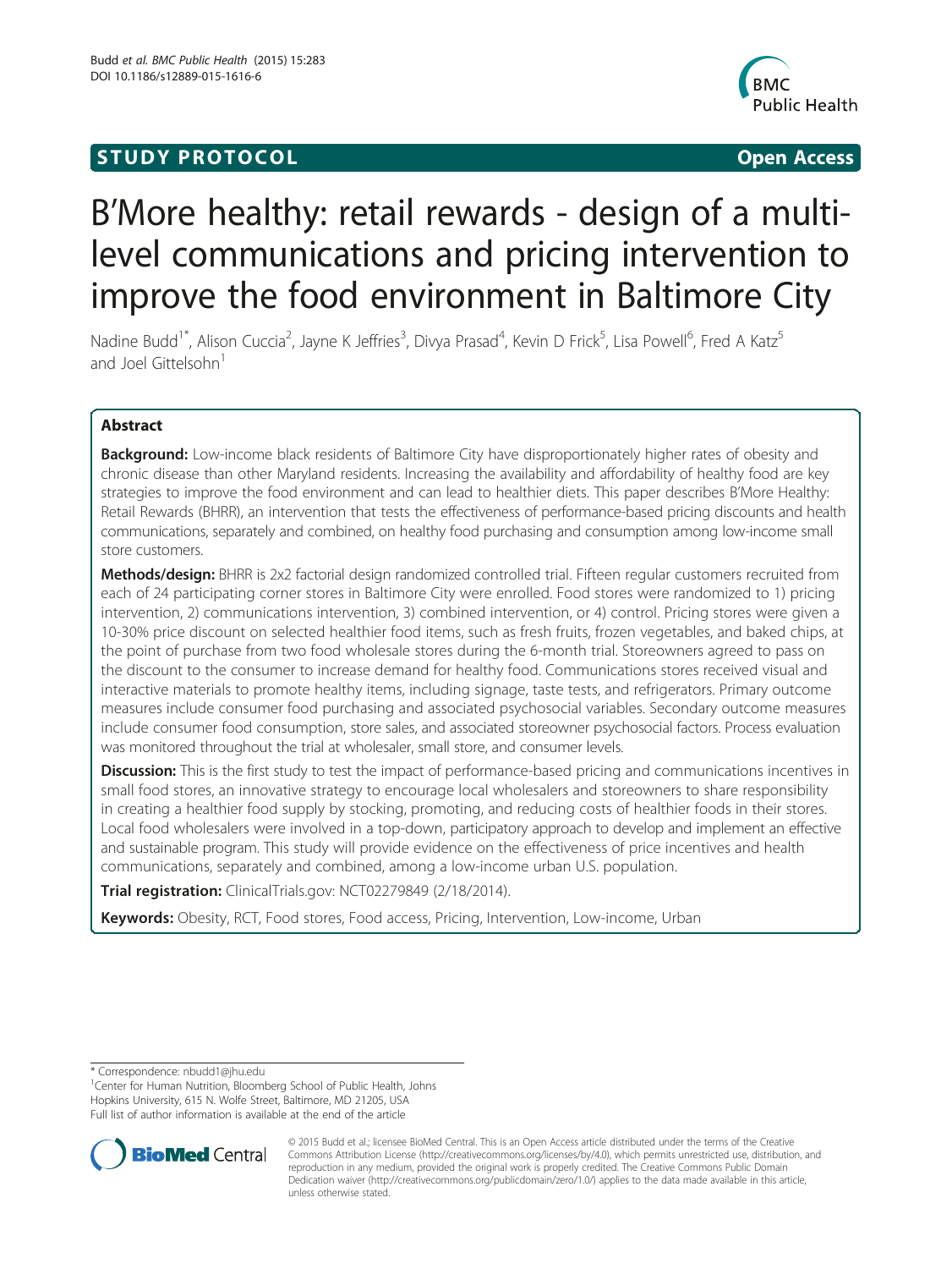STUDY PROTOCOL Open Access

# B'More healthy: retail rewards - design of a multi-level communications and pricing intervention to improve the food environment in Baltimore City

Nadine Budd[1*], Alison Cuccia[2], Jayne K Jeffries[3], Divya Prasad[4], Kevin D Frick[5], Lisa Powell[6], Fred A Katz[5] and Joel Gittelsohn[1]

## Abstract

**Background:** Low-income black residents of Baltimore City have disproportionately higher rates of obesity and chronic disease than other Maryland residents. Increasing the availability and affordability of healthy food are key strategies to improve the food environment and can lead to healthier diets. This paper describes B'More Healthy: Retail Rewards (BHRR), an intervention that tests the effectiveness of performance-based pricing discounts and health communications, separately and combined, on healthy food purchasing and consumption among low-income small store customers.

**Methods/design:** BHRR is 2x2 factorial design randomized controlled trial. Fifteen regular customers recruited from each of 24 participating corner stores in Baltimore City were enrolled. Food stores were randomized to 1) pricing intervention, 2) communications intervention, 3) combined intervention, or 4) control. Pricing stores were given a 10-30% price discount on selected healthier food items, such as fresh fruits, frozen vegetables, and baked chips, at the point of purchase from two food wholesale stores during the 6-month trial. Storeowners agreed to pass on the discount to the consumer to increase demand for healthy food. Communications stores received visual and interactive materials to promote healthy items, including signage, taste tests, and refrigerators. Primary outcome measures include consumer food purchasing and associated psychosocial variables. Secondary outcome measures include consumer food consumption, store sales, and associated storeowner psychosocial factors. Process evaluation was monitored throughout the trial at wholesaler, small store, and consumer levels.

**Discussion:** This is the first study to test the impact of performance-based pricing and communications incentives in small food stores, an innovative strategy to encourage local wholesalers and storeowners to share responsibility in creating a healthier food supply by stocking, promoting, and reducing costs of healthier foods in their stores. Local food wholesalers were involved in a top-down, participatory approach to develop and implement an effective and sustainable program. This study will provide evidence on the effectiveness of price incentives and health communications, separately and combined, among a low-income urban U.S. population.

**Trial registration:** ClinicalTrials.gov: NCT02279849 (2/18/2014).

**Keywords:** Obesity, RCT, Food stores, Food access, Pricing, Intervention, Low-income, Urban

---

* Correspondence: nbudd1@jhu.edu
[1]Center for Human Nutrition, Bloomberg School of Public Health, Johns Hopkins University, 615 N. Wolfe Street, Baltimore, MD 21205, USA
Full list of author information is available at the end of the article

© 2015 Budd et al.; licensee BioMed Central. This is an Open Access article distributed under the terms of the Creative Commons Attribution License (http://creativecommons.org/licenses/by/4.0), which permits unrestricted use, distribution, and reproduction in any medium, provided the original work is properly credited. The Creative Commons Public Domain Dedication waiver (http://creativecommons.org/publicdomain/zero/1.0/) applies to the data made available in this article, unless otherwise stated.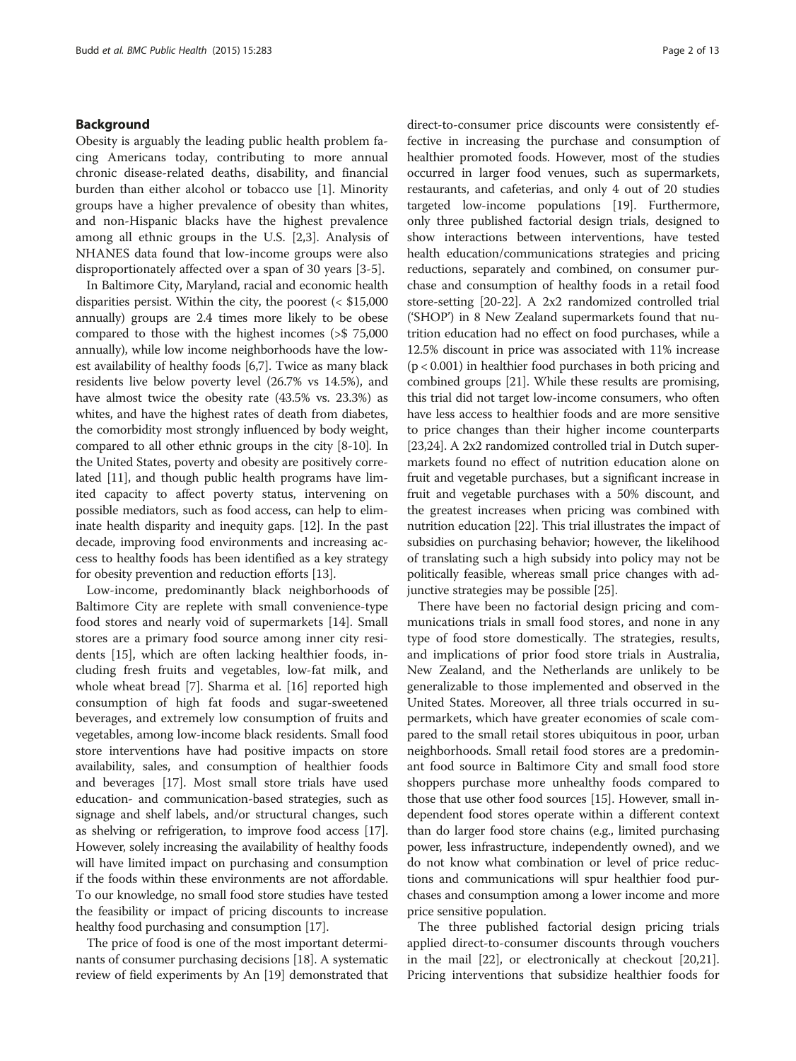## Background

Obesity is arguably the leading public health problem facing Americans today, contributing to more annual chronic disease-related deaths, disability, and financial burden than either alcohol or tobacco use [1]. Minority groups have a higher prevalence of obesity than whites, and non-Hispanic blacks have the highest prevalence among all ethnic groups in the U.S. [2,3]. Analysis of NHANES data found that low-income groups were also disproportionately affected over a span of 30 years [3-5].

In Baltimore City, Maryland, racial and economic health disparities persist. Within the city, the poorest (< $15,000 annually) groups are 2.4 times more likely to be obese compared to those with the highest incomes (>$ 75,000 annually), while low income neighborhoods have the lowest availability of healthy foods [6,7]. Twice as many black residents live below poverty level (26.7% vs 14.5%), and have almost twice the obesity rate (43.5% vs. 23.3%) as whites, and have the highest rates of death from diabetes, the comorbidity most strongly influenced by body weight, compared to all other ethnic groups in the city [8-10]. In the United States, poverty and obesity are positively correlated [11], and though public health programs have limited capacity to affect poverty status, intervening on possible mediators, such as food access, can help to eliminate health disparity and inequity gaps. [12]. In the past decade, improving food environments and increasing access to healthy foods has been identified as a key strategy for obesity prevention and reduction efforts [13].

Low-income, predominantly black neighborhoods of Baltimore City are replete with small convenience-type food stores and nearly void of supermarkets [14]. Small stores are a primary food source among inner city residents [15], which are often lacking healthier foods, including fresh fruits and vegetables, low-fat milk, and whole wheat bread [7]. Sharma et al. [16] reported high consumption of high fat foods and sugar-sweetened beverages, and extremely low consumption of fruits and vegetables, among low-income black residents. Small food store interventions have had positive impacts on store availability, sales, and consumption of healthier foods and beverages [17]. Most small store trials have used education- and communication-based strategies, such as signage and shelf labels, and/or structural changes, such as shelving or refrigeration, to improve food access [17]. However, solely increasing the availability of healthy foods will have limited impact on purchasing and consumption if the foods within these environments are not affordable. To our knowledge, no small food store studies have tested the feasibility or impact of pricing discounts to increase healthy food purchasing and consumption [17].

The price of food is one of the most important determinants of consumer purchasing decisions [18]. A systematic review of field experiments by An [19] demonstrated that direct-to-consumer price discounts were consistently effective in increasing the purchase and consumption of healthier promoted foods. However, most of the studies occurred in larger food venues, such as supermarkets, restaurants, and cafeterias, and only 4 out of 20 studies targeted low-income populations [19]. Furthermore, only three published factorial design trials, designed to show interactions between interventions, have tested health education/communications strategies and pricing reductions, separately and combined, on consumer purchase and consumption of healthy foods in a retail food store-setting [20-22]. A 2x2 randomized controlled trial ('SHOP') in 8 New Zealand supermarkets found that nutrition education had no effect on food purchases, while a 12.5% discount in price was associated with 11% increase ($p < 0.001$) in healthier food purchases in both pricing and combined groups [21]. While these results are promising, this trial did not target low-income consumers, who often have less access to healthier foods and are more sensitive to price changes than their higher income counterparts [23,24]. A 2x2 randomized controlled trial in Dutch supermarkets found no effect of nutrition education alone on fruit and vegetable purchases, but a significant increase in fruit and vegetable purchases with a 50% discount, and the greatest increases when pricing was combined with nutrition education [22]. This trial illustrates the impact of subsidies on purchasing behavior; however, the likelihood of translating such a high subsidy into policy may not be politically feasible, whereas small price changes with adjunctive strategies may be possible [25].

There have been no factorial design pricing and communications trials in small food stores, and none in any type of food store domestically. The strategies, results, and implications of prior food store trials in Australia, New Zealand, and the Netherlands are unlikely to be generalizable to those implemented and observed in the United States. Moreover, all three trials occurred in supermarkets, which have greater economies of scale compared to the small retail stores ubiquitous in poor, urban neighborhoods. Small retail food stores are a predominant food source in Baltimore City and small food store shoppers purchase more unhealthy foods compared to those that use other food sources [15]. However, small independent food stores operate within a different context than do larger food store chains (e.g., limited purchasing power, less infrastructure, independently owned), and we do not know what combination or level of price reductions and communications will spur healthier food purchases and consumption among a lower income and more price sensitive population.

The three published factorial design pricing trials applied direct-to-consumer discounts through vouchers in the mail [22], or electronically at checkout [20,21]. Pricing interventions that subsidize healthier foods for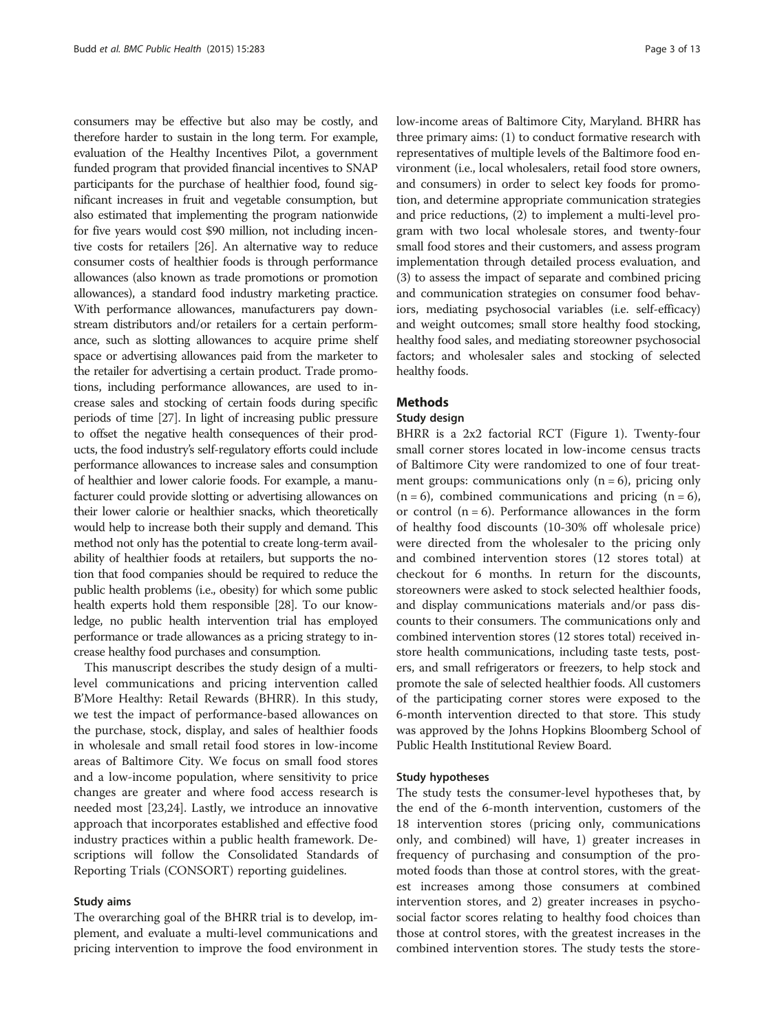consumers may be effective but also may be costly, and therefore harder to sustain in the long term. For example, evaluation of the Healthy Incentives Pilot, a government funded program that provided financial incentives to SNAP participants for the purchase of healthier food, found significant increases in fruit and vegetable consumption, but also estimated that implementing the program nationwide for five years would cost $90 million, not including incentive costs for retailers [26]. An alternative way to reduce consumer costs of healthier foods is through performance allowances (also known as trade promotions or promotion allowances), a standard food industry marketing practice. With performance allowances, manufacturers pay downstream distributors and/or retailers for a certain performance, such as slotting allowances to acquire prime shelf space or advertising allowances paid from the marketer to the retailer for advertising a certain product. Trade promotions, including performance allowances, are used to increase sales and stocking of certain foods during specific periods of time [27]. In light of increasing public pressure to offset the negative health consequences of their products, the food industry's self-regulatory efforts could include performance allowances to increase sales and consumption of healthier and lower calorie foods. For example, a manufacturer could provide slotting or advertising allowances on their lower calorie or healthier snacks, which theoretically would help to increase both their supply and demand. This method not only has the potential to create long-term availability of healthier foods at retailers, but supports the notion that food companies should be required to reduce the public health problems (i.e., obesity) for which some public health experts hold them responsible [28]. To our knowledge, no public health intervention trial has employed performance or trade allowances as a pricing strategy to increase healthy food purchases and consumption.

This manuscript describes the study design of a multilevel communications and pricing intervention called B'More Healthy: Retail Rewards (BHRR). In this study, we test the impact of performance-based allowances on the purchase, stock, display, and sales of healthier foods in wholesale and small retail food stores in low-income areas of Baltimore City. We focus on small food stores and a low-income population, where sensitivity to price changes are greater and where food access research is needed most [23,24]. Lastly, we introduce an innovative approach that incorporates established and effective food industry practices within a public health framework. Descriptions will follow the Consolidated Standards of Reporting Trials (CONSORT) reporting guidelines.

### Study aims

The overarching goal of the BHRR trial is to develop, implement, and evaluate a multi-level communications and pricing intervention to improve the food environment in low-income areas of Baltimore City, Maryland. BHRR has three primary aims: (1) to conduct formative research with representatives of multiple levels of the Baltimore food environment (i.e., local wholesalers, retail food store owners, and consumers) in order to select key foods for promotion, and determine appropriate communication strategies and price reductions, (2) to implement a multi-level program with two local wholesale stores, and twenty-four small food stores and their customers, and assess program implementation through detailed process evaluation, and (3) to assess the impact of separate and combined pricing and communication strategies on consumer food behaviors, mediating psychosocial variables (i.e. self-efficacy) and weight outcomes; small store healthy food stocking, healthy food sales, and mediating storeowner psychosocial factors; and wholesaler sales and stocking of selected healthy foods.

## Methods

### Study design

BHRR is a 2x2 factorial RCT (Figure 1). Twenty-four small corner stores located in low-income census tracts of Baltimore City were randomized to one of four treatment groups: communications only (n = 6), pricing only (n = 6), combined communications and pricing (n = 6), or control (n = 6). Performance allowances in the form of healthy food discounts (10-30% off wholesale price) were directed from the wholesaler to the pricing only and combined intervention stores (12 stores total) at checkout for 6 months. In return for the discounts, storeowners were asked to stock selected healthier foods, and display communications materials and/or pass discounts to their consumers. The communications only and combined intervention stores (12 stores total) received in-store health communications, including taste tests, posters, and small refrigerators or freezers, to help stock and promote the sale of selected healthier foods. All customers of the participating corner stores were exposed to the 6-month intervention directed to that store. This study was approved by the Johns Hopkins Bloomberg School of Public Health Institutional Review Board.

### Study hypotheses

The study tests the consumer-level hypotheses that, by the end of the 6-month intervention, customers of the 18 intervention stores (pricing only, communications only, and combined) will have, 1) greater increases in frequency of purchasing and consumption of the promoted foods than those at control stores, with the greatest increases among those consumers at combined intervention stores, and 2) greater increases in psychosocial factor scores relating to healthy food choices than those at control stores, with the greatest increases in the combined intervention stores. The study tests the store-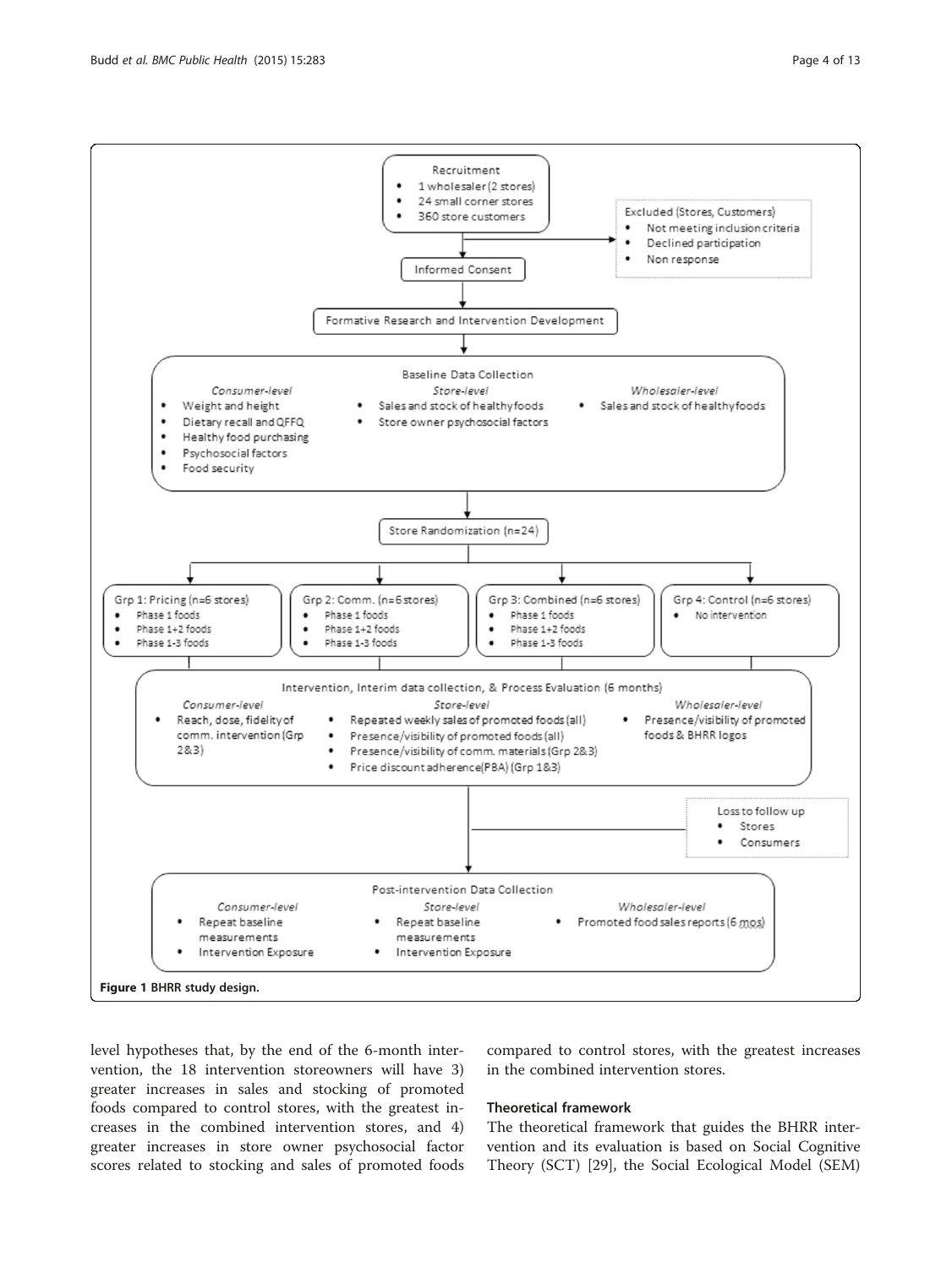Recruitment
- 1 wholesaler (2 stores)
- 24 small corner stores
- 360 store customers

Excluded (Stores, Customers)
- Not meeting inclusion criteria
- Declined participation
- Non response

Informed Consent

Formative Research and Intervention Development

Baseline Data Collection

*Consumer-level*
- Weight and height
- Dietary recall and QFFQ
- Healthy food purchasing
- Psychosocial factors
- Food security

*Store-level*
- Sales and stock of healthy foods
- Store owner psychosocial factors

*Wholesaler-level*
- Sales and stock of healthy foods

Store Randomization (n=24)

Grp 1: Pricing (n=6 stores)
- Phase 1 foods
- Phase 1+2 foods
- Phase 1-3 foods

Grp 2: Comm. (n=6 stores)
- Phase 1 foods
- Phase 1+2 foods
- Phase 1-3 foods

Grp 3: Combined (n=6 stores)
- Phase 1 foods
- Phase 1+2 foods
- Phase 1-3 foods

Grp 4: Control (n=6 stores)
- No intervention

Intervention, Interim data collection, & Process Evaluation (6 months)

*Consumer-level*
- Reach, dose, fidelity of comm. intervention (Grp 2&3)

*Store-level*
- Repeated weekly sales of promoted foods (all)
- Presence/visibility of promoted foods (all)
- Presence/visibility of comm. materials (Grp 2&3)
- Price discount adherence (PBA) (Grp 1&3)

*Wholesaler-level*
- Presence/visibility of promoted foods & BHRR logos

Loss to follow up
- Stores
- Consumers

Post-intervention Data Collection

*Consumer-level*
- Repeat baseline measurements
- Intervention Exposure

*Store-level*
- Repeat baseline measurements
- Intervention Exposure

*Wholesaler-level*
- Promoted food sales reports (6 mos)

**Figure 1 BHRR study design.**

level hypotheses that, by the end of the 6-month intervention, the 18 intervention storeowners will have 3) greater increases in sales and stocking of promoted foods compared to control stores, with the greatest increases in the combined intervention stores, and 4) greater increases in store owner psychosocial factor scores related to stocking and sales of promoted foods compared to control stores, with the greatest increases in the combined intervention stores.

### Theoretical framework

The theoretical framework that guides the BHRR intervention and its evaluation is based on Social Cognitive Theory (SCT) [29], the Social Ecological Model (SEM)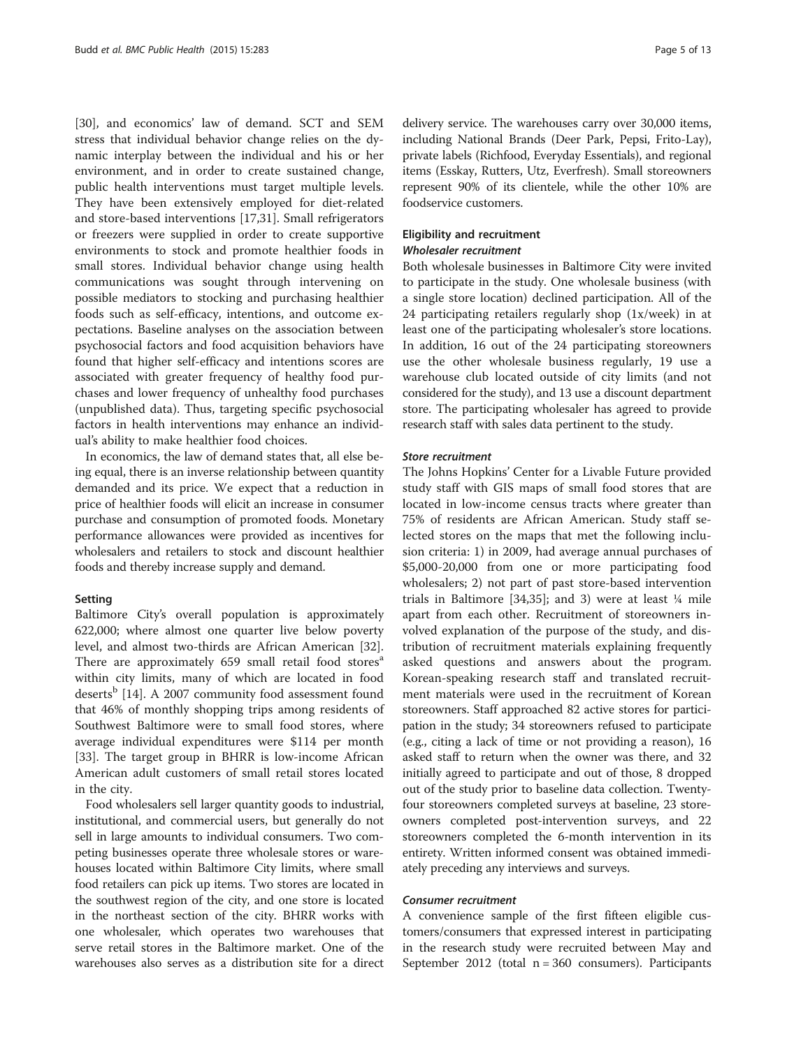[30], and economics' law of demand. SCT and SEM stress that individual behavior change relies on the dynamic interplay between the individual and his or her environment, and in order to create sustained change, public health interventions must target multiple levels. They have been extensively employed for diet-related and store-based interventions [17,31]. Small refrigerators or freezers were supplied in order to create supportive environments to stock and promote healthier foods in small stores. Individual behavior change using health communications was sought through intervening on possible mediators to stocking and purchasing healthier foods such as self-efficacy, intentions, and outcome expectations. Baseline analyses on the association between psychosocial factors and food acquisition behaviors have found that higher self-efficacy and intentions scores are associated with greater frequency of healthy food purchases and lower frequency of unhealthy food purchases (unpublished data). Thus, targeting specific psychosocial factors in health interventions may enhance an individual's ability to make healthier food choices.

In economics, the law of demand states that, all else being equal, there is an inverse relationship between quantity demanded and its price. We expect that a reduction in price of healthier foods will elicit an increase in consumer purchase and consumption of promoted foods. Monetary performance allowances were provided as incentives for wholesalers and retailers to stock and discount healthier foods and thereby increase supply and demand.

### Setting

Baltimore City's overall population is approximately 622,000; where almost one quarter live below poverty level, and almost two-thirds are African American [32]. There are approximately 659 small retail food stores[a] within city limits, many of which are located in food deserts[b] [14]. A 2007 community food assessment found that 46% of monthly shopping trips among residents of Southwest Baltimore were to small food stores, where average individual expenditures were $114 per month [33]. The target group in BHRR is low-income African American adult customers of small retail stores located in the city.

Food wholesalers sell larger quantity goods to industrial, institutional, and commercial users, but generally do not sell in large amounts to individual consumers. Two competing businesses operate three wholesale stores or warehouses located within Baltimore City limits, where small food retailers can pick up items. Two stores are located in the southwest region of the city, and one store is located in the northeast section of the city. BHRR works with one wholesaler, which operates two warehouses that serve retail stores in the Baltimore market. One of the warehouses also serves as a distribution site for a direct delivery service. The warehouses carry over 30,000 items, including National Brands (Deer Park, Pepsi, Frito-Lay), private labels (Richfood, Everyday Essentials), and regional items (Esskay, Rutters, Utz, Everfresh). Small storeowners represent 90% of its clientele, while the other 10% are foodservice customers.

### Eligibility and recruitment

#### *Wholesaler recruitment*

Both wholesale businesses in Baltimore City were invited to participate in the study. One wholesale business (with a single store location) declined participation. All of the 24 participating retailers regularly shop (1x/week) in at least one of the participating wholesaler's store locations. In addition, 16 out of the 24 participating storeowners use the other wholesale business regularly, 19 use a warehouse club located outside of city limits (and not considered for the study), and 13 use a discount department store. The participating wholesaler has agreed to provide research staff with sales data pertinent to the study.

#### *Store recruitment*

The Johns Hopkins' Center for a Livable Future provided study staff with GIS maps of small food stores that are located in low-income census tracts where greater than 75% of residents are African American. Study staff selected stores on the maps that met the following inclusion criteria: 1) in 2009, had average annual purchases of $5,000-20,000 from one or more participating food wholesalers; 2) not part of past store-based intervention trials in Baltimore [34,35]; and 3) were at least ¼ mile apart from each other. Recruitment of storeowners involved explanation of the purpose of the study, and distribution of recruitment materials explaining frequently asked questions and answers about the program. Korean-speaking research staff and translated recruitment materials were used in the recruitment of Korean storeowners. Staff approached 82 active stores for participation in the study; 34 storeowners refused to participate (e.g., citing a lack of time or not providing a reason), 16 asked staff to return when the owner was there, and 32 initially agreed to participate and out of those, 8 dropped out of the study prior to baseline data collection. Twenty-four storeowners completed surveys at baseline, 23 storeowners completed post-intervention surveys, and 22 storeowners completed the 6-month intervention in its entirety. Written informed consent was obtained immediately preceding any interviews and surveys.

#### *Consumer recruitment*

A convenience sample of the first fifteen eligible customers/consumers that expressed interest in participating in the research study were recruited between May and September 2012 (total n = 360 consumers). Participants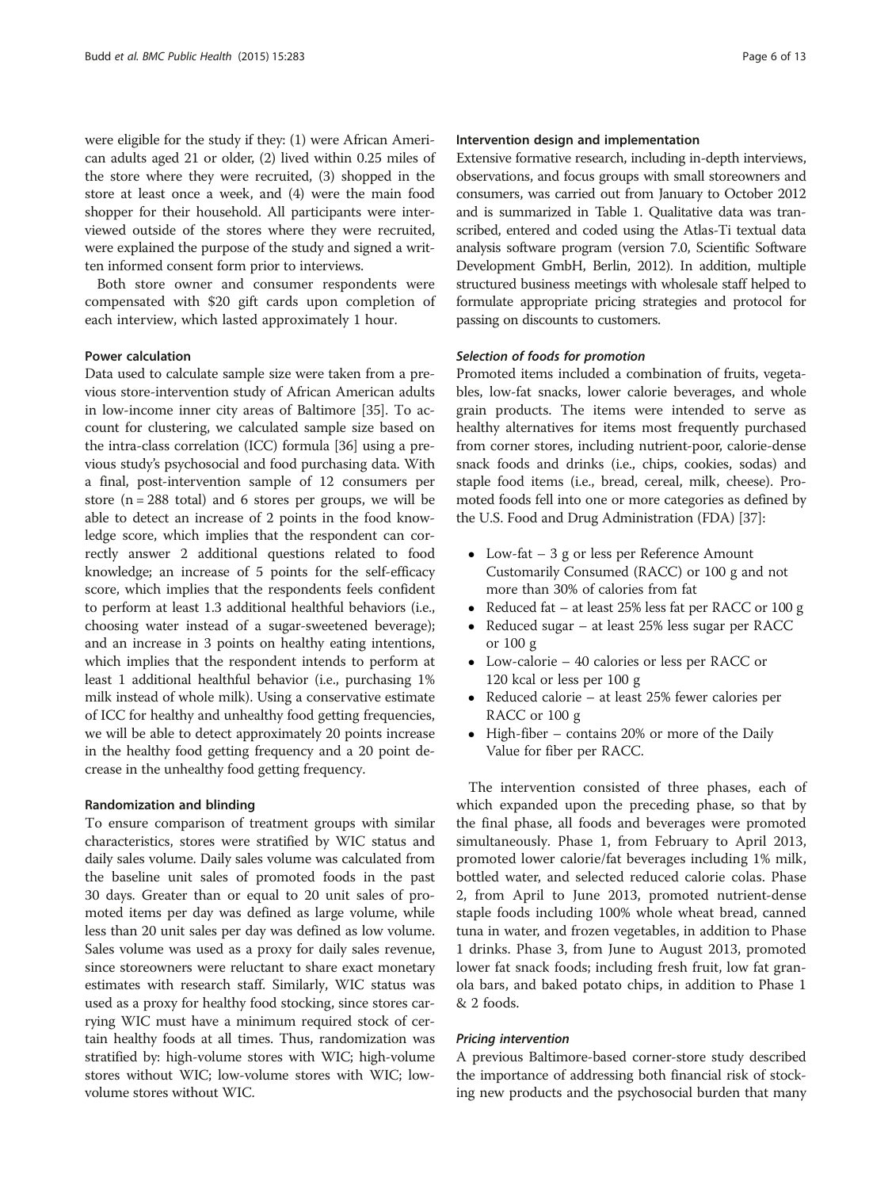were eligible for the study if they: (1) were African American adults aged 21 or older, (2) lived within 0.25 miles of the store where they were recruited, (3) shopped in the store at least once a week, and (4) were the main food shopper for their household. All participants were interviewed outside of the stores where they were recruited, were explained the purpose of the study and signed a written informed consent form prior to interviews.

Both store owner and consumer respondents were compensated with $20 gift cards upon completion of each interview, which lasted approximately 1 hour.

### Power calculation

Data used to calculate sample size were taken from a previous store-intervention study of African American adults in low-income inner city areas of Baltimore [35]. To account for clustering, we calculated sample size based on the intra-class correlation (ICC) formula [36] using a previous study's psychosocial and food purchasing data. With a final, post-intervention sample of 12 consumers per store (n = 288 total) and 6 stores per groups, we will be able to detect an increase of 2 points in the food knowledge score, which implies that the respondent can correctly answer 2 additional questions related to food knowledge; an increase of 5 points for the self-efficacy score, which implies that the respondents feels confident to perform at least 1.3 additional healthful behaviors (i.e., choosing water instead of a sugar-sweetened beverage); and an increase in 3 points on healthy eating intentions, which implies that the respondent intends to perform at least 1 additional healthful behavior (i.e., purchasing 1% milk instead of whole milk). Using a conservative estimate of ICC for healthy and unhealthy food getting frequencies, we will be able to detect approximately 20 points increase in the healthy food getting frequency and a 20 point decrease in the unhealthy food getting frequency.

### Randomization and blinding

To ensure comparison of treatment groups with similar characteristics, stores were stratified by WIC status and daily sales volume. Daily sales volume was calculated from the baseline unit sales of promoted foods in the past 30 days. Greater than or equal to 20 unit sales of promoted items per day was defined as large volume, while less than 20 unit sales per day was defined as low volume. Sales volume was used as a proxy for daily sales revenue, since storeowners were reluctant to share exact monetary estimates with research staff. Similarly, WIC status was used as a proxy for healthy food stocking, since stores carrying WIC must have a minimum required stock of certain healthy foods at all times. Thus, randomization was stratified by: high-volume stores with WIC; high-volume stores without WIC; low-volume stores with WIC; low-volume stores without WIC.

### Intervention design and implementation

Extensive formative research, including in-depth interviews, observations, and focus groups with small storeowners and consumers, was carried out from January to October 2012 and is summarized in Table 1. Qualitative data was transcribed, entered and coded using the Atlas-Ti textual data analysis software program (version 7.0, Scientific Software Development GmbH, Berlin, 2012). In addition, multiple structured business meetings with wholesale staff helped to formulate appropriate pricing strategies and protocol for passing on discounts to customers.

#### *Selection of foods for promotion*

Promoted items included a combination of fruits, vegetables, low-fat snacks, lower calorie beverages, and whole grain products. The items were intended to serve as healthy alternatives for items most frequently purchased from corner stores, including nutrient-poor, calorie-dense snack foods and drinks (i.e., chips, cookies, sodas) and staple food items (i.e., bread, cereal, milk, cheese). Promoted foods fell into one or more categories as defined by the U.S. Food and Drug Administration (FDA) [37]:

- Low-fat – 3 g or less per Reference Amount Customarily Consumed (RACC) or 100 g and not more than 30% of calories from fat
- Reduced fat – at least 25% less fat per RACC or 100 g
- Reduced sugar – at least 25% less sugar per RACC or 100 g
- Low-calorie – 40 calories or less per RACC or 120 kcal or less per 100 g
- Reduced calorie – at least 25% fewer calories per RACC or 100 g
- High-fiber – contains 20% or more of the Daily Value for fiber per RACC.

The intervention consisted of three phases, each of which expanded upon the preceding phase, so that by the final phase, all foods and beverages were promoted simultaneously. Phase 1, from February to April 2013, promoted lower calorie/fat beverages including 1% milk, bottled water, and selected reduced calorie colas. Phase 2, from April to June 2013, promoted nutrient-dense staple foods including 100% whole wheat bread, canned tuna in water, and frozen vegetables, in addition to Phase 1 drinks. Phase 3, from June to August 2013, promoted lower fat snack foods; including fresh fruit, low fat granola bars, and baked potato chips, in addition to Phase 1 & 2 foods.

#### *Pricing intervention*

A previous Baltimore-based corner-store study described the importance of addressing both financial risk of stocking new products and the psychosocial burden that many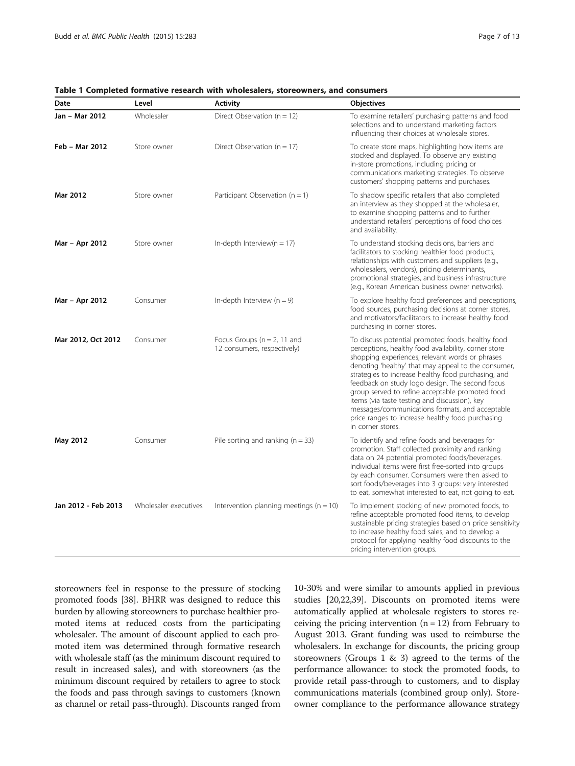**Table 1 Completed formative research with wholesalers, storeowners, and consumers**

| Date | Level | Activity | Objectives |
|---|---|---|---|
| **Jan – Mar 2012** | Wholesaler | Direct Observation (n = 12) | To examine retailers' purchasing patterns and food selections and to understand marketing factors influencing their choices at wholesale stores. |
| **Feb – Mar 2012** | Store owner | Direct Observation (n = 17) | To create store maps, highlighting how items are stocked and displayed. To observe any existing in-store promotions, including pricing or communications marketing strategies. To observe customers' shopping patterns and purchases. |
| **Mar 2012** | Store owner | Participant Observation (n = 1) | To shadow specific retailers that also completed an interview as they shopped at the wholesaler, to examine shopping patterns and to further understand retailers' perceptions of food choices and availability. |
| **Mar – Apr 2012** | Store owner | In-depth Interview(n = 17) | To understand stocking decisions, barriers and facilitators to stocking healthier food products, relationships with customers and suppliers (e.g., wholesalers, vendors), pricing determinants, promotional strategies, and business infrastructure (e.g., Korean American business owner networks). |
| **Mar – Apr 2012** | Consumer | In-depth Interview (n = 9) | To explore healthy food preferences and perceptions, food sources, purchasing decisions at corner stores, and motivators/facilitators to increase healthy food purchasing in corner stores. |
| **Mar 2012, Oct 2012** | Consumer | Focus Groups (n = 2, 11 and 12 consumers, respectively) | To discuss potential promoted foods, healthy food perceptions, healthy food availability, corner store shopping experiences, relevant words or phrases denoting 'healthy' that may appeal to the consumer, strategies to increase healthy food purchasing, and feedback on study logo design. The second focus group served to refine acceptable promoted food items (via taste testing and discussion), key messages/communications formats, and acceptable price ranges to increase healthy food purchasing in corner stores. |
| **May 2012** | Consumer | Pile sorting and ranking (n = 33) | To identify and refine foods and beverages for promotion. Staff collected proximity and ranking data on 24 potential promoted foods/beverages. Individual items were first free-sorted into groups by each consumer. Consumers were then asked to sort foods/beverages into 3 groups: very interested to eat, somewhat interested to eat, not going to eat. |
| **Jan 2012 - Feb 2013** | Wholesaler executives | Intervention planning meetings (n = 10) | To implement stocking of new promoted foods, to refine acceptable promoted food items, to develop sustainable pricing strategies based on price sensitivity to increase healthy food sales, and to develop a protocol for applying healthy food discounts to the pricing intervention groups. |

storeowners feel in response to the pressure of stocking promoted foods [38]. BHRR was designed to reduce this burden by allowing storeowners to purchase healthier promoted items at reduced costs from the participating wholesaler. The amount of discount applied to each promoted item was determined through formative research with wholesale staff (as the minimum discount required to result in increased sales), and with storeowners (as the minimum discount required by retailers to agree to stock the foods and pass through savings to customers (known as channel or retail pass-through). Discounts ranged from 10-30% and were similar to amounts applied in previous studies [20,22,39]. Discounts on promoted items were automatically applied at wholesale registers to stores receiving the pricing intervention (n = 12) from February to August 2013. Grant funding was used to reimburse the wholesalers. In exchange for discounts, the pricing group storeowners (Groups 1 & 3) agreed to the terms of the performance allowance: to stock the promoted foods, to provide retail pass-through to customers, and to display communications materials (combined group only). Storeowner compliance to the performance allowance strategy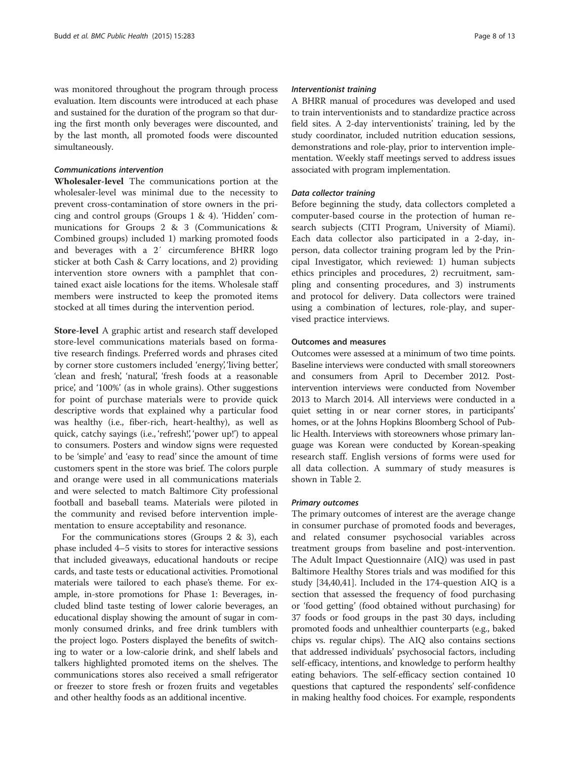was monitored throughout the program through process evaluation. Item discounts were introduced at each phase and sustained for the duration of the program so that during the first month only beverages were discounted, and by the last month, all promoted foods were discounted simultaneously.

#### *Communications intervention*

**Wholesaler-level** The communications portion at the wholesaler-level was minimal due to the necessity to prevent cross-contamination of store owners in the pricing and control groups (Groups 1 & 4). 'Hidden' communications for Groups 2 & 3 (Communications & Combined groups) included 1) marking promoted foods and beverages with a 2′ circumference BHRR logo sticker at both Cash & Carry locations, and 2) providing intervention store owners with a pamphlet that contained exact aisle locations for the items. Wholesale staff members were instructed to keep the promoted items stocked at all times during the intervention period.

**Store-level** A graphic artist and research staff developed store-level communications materials based on formative research findings. Preferred words and phrases cited by corner store customers included 'energy', 'living better', 'clean and fresh', 'natural', 'fresh foods at a reasonable price', and '100%' (as in whole grains). Other suggestions for point of purchase materials were to provide quick descriptive words that explained why a particular food was healthy (i.e., fiber-rich, heart-healthy), as well as quick, catchy sayings (i.e., 'refresh!', 'power up!') to appeal to consumers. Posters and window signs were requested to be 'simple' and 'easy to read' since the amount of time customers spent in the store was brief. The colors purple and orange were used in all communications materials and were selected to match Baltimore City professional football and baseball teams. Materials were piloted in the community and revised before intervention implementation to ensure acceptability and resonance.

For the communications stores (Groups 2 & 3), each phase included 4–5 visits to stores for interactive sessions that included giveaways, educational handouts or recipe cards, and taste tests or educational activities. Promotional materials were tailored to each phase's theme. For example, in-store promotions for Phase 1: Beverages, included blind taste testing of lower calorie beverages, an educational display showing the amount of sugar in commonly consumed drinks, and free drink tumblers with the project logo. Posters displayed the benefits of switching to water or a low-calorie drink, and shelf labels and talkers highlighted promoted items on the shelves. The communications stores also received a small refrigerator or freezer to store fresh or frozen fruits and vegetables and other healthy foods as an additional incentive.

#### *Interventionist training*

A BHRR manual of procedures was developed and used to train interventionists and to standardize practice across field sites. A 2-day interventionists' training, led by the study coordinator, included nutrition education sessions, demonstrations and role-play, prior to intervention implementation. Weekly staff meetings served to address issues associated with program implementation.

#### *Data collector training*

Before beginning the study, data collectors completed a computer-based course in the protection of human research subjects (CITI Program, University of Miami). Each data collector also participated in a 2-day, in-person, data collector training program led by the Principal Investigator, which reviewed: 1) human subjects ethics principles and procedures, 2) recruitment, sampling and consenting procedures, and 3) instruments and protocol for delivery. Data collectors were trained using a combination of lectures, role-play, and supervised practice interviews.

### Outcomes and measures

Outcomes were assessed at a minimum of two time points. Baseline interviews were conducted with small storeowners and consumers from April to December 2012. Post-intervention interviews were conducted from November 2013 to March 2014. All interviews were conducted in a quiet setting in or near corner stores, in participants' homes, or at the Johns Hopkins Bloomberg School of Public Health. Interviews with storeowners whose primary language was Korean were conducted by Korean-speaking research staff. English versions of forms were used for all data collection. A summary of study measures is shown in Table 2.

#### *Primary outcomes*

The primary outcomes of interest are the average change in consumer purchase of promoted foods and beverages, and related consumer psychosocial variables across treatment groups from baseline and post-intervention. The Adult Impact Questionnaire (AIQ) was used in past Baltimore Healthy Stores trials and was modified for this study [34,40,41]. Included in the 174-question AIQ is a section that assessed the frequency of food purchasing or 'food getting' (food obtained without purchasing) for 37 foods or food groups in the past 30 days, including promoted foods and unhealthier counterparts (e.g., baked chips vs. regular chips). The AIQ also contains sections that addressed individuals' psychosocial factors, including self-efficacy, intentions, and knowledge to perform healthy eating behaviors. The self-efficacy section contained 10 questions that captured the respondents' self-confidence in making healthy food choices. For example, respondents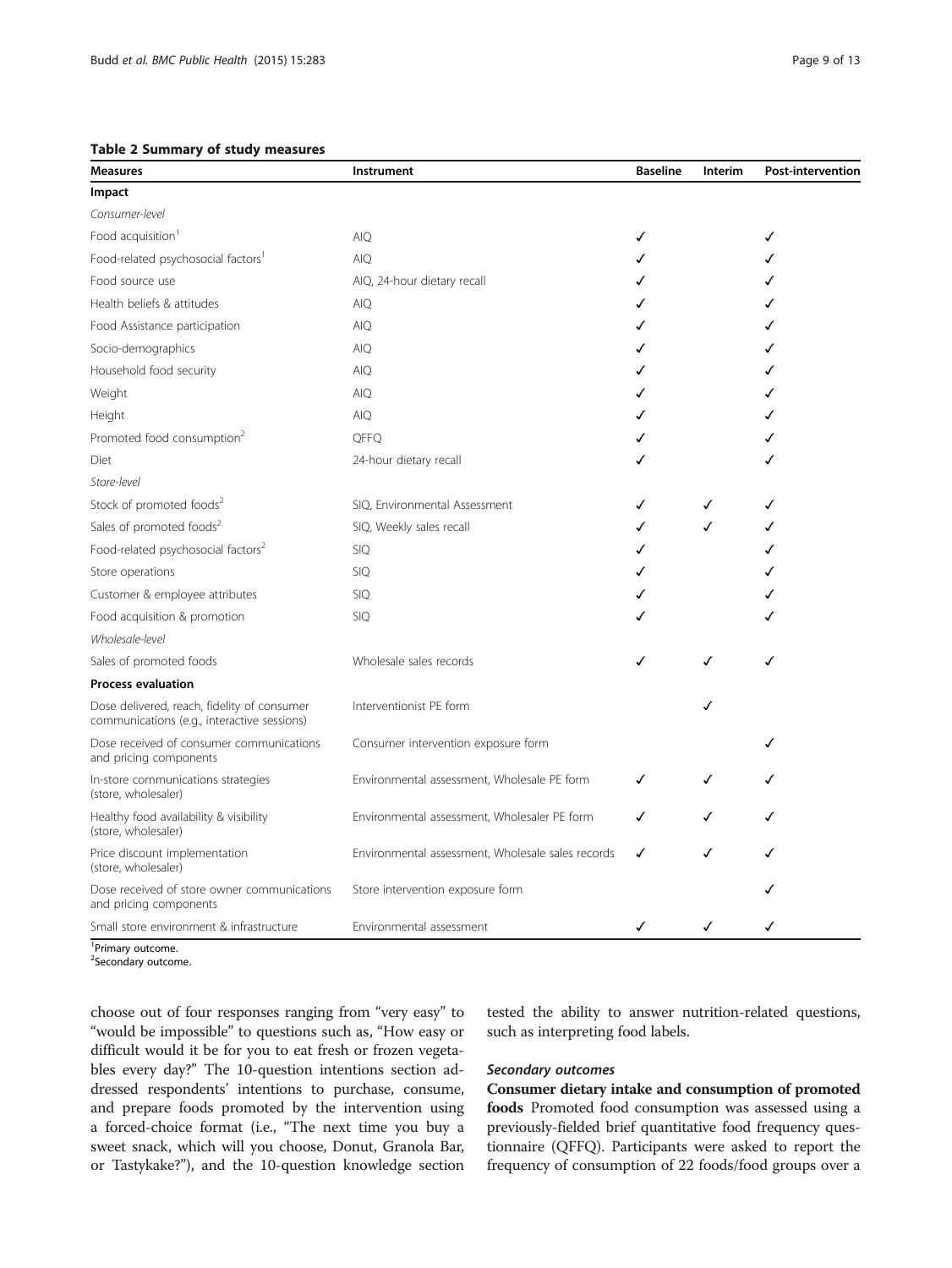**Table 2 Summary of study measures**

| Measures | Instrument | Baseline | Interim | Post-intervention |
|---|---|---|---|---|
| **Impact** | | | | |
| *Consumer-level* | | | | |
| Food acquisition[1] | AIQ | ✓ | | ✓ |
| Food-related psychosocial factors[1] | AIQ | ✓ | | ✓ |
| Food source use | AIQ, 24-hour dietary recall | ✓ | | ✓ |
| Health beliefs & attitudes | AIQ | ✓ | | ✓ |
| Food Assistance participation | AIQ | ✓ | | ✓ |
| Socio-demographics | AIQ | ✓ | | ✓ |
| Household food security | AIQ | ✓ | | ✓ |
| Weight | AIQ | ✓ | | ✓ |
| Height | AIQ | ✓ | | ✓ |
| Promoted food consumption[2] | QFFQ | ✓ | | ✓ |
| Diet | 24-hour dietary recall | ✓ | | ✓ |
| *Store-level* | | | | |
| Stock of promoted foods[2] | SIQ, Environmental Assessment | ✓ | ✓ | ✓ |
| Sales of promoted foods[2] | SIQ, Weekly sales recall | ✓ | ✓ | ✓ |
| Food-related psychosocial factors[2] | SIQ | ✓ | | ✓ |
| Store operations | SIQ | ✓ | | ✓ |
| Customer & employee attributes | SIQ | ✓ | | ✓ |
| Food acquisition & promotion | SIQ | ✓ | | ✓ |
| *Wholesale-level* | | | | |
| Sales of promoted foods | Wholesale sales records | ✓ | ✓ | ✓ |
| **Process evaluation** | | | | |
| Dose delivered, reach, fidelity of consumer communications (e.g., interactive sessions) | Interventionist PE form | | ✓ | |
| Dose received of consumer communications and pricing components | Consumer intervention exposure form | | | ✓ |
| In-store communications strategies (store, wholesaler) | Environmental assessment, Wholesale PE form | ✓ | ✓ | ✓ |
| Healthy food availability & visibility (store, wholesaler) | Environmental assessment, Wholesaler PE form | ✓ | ✓ | ✓ |
| Price discount implementation (store, wholesaler) | Environmental assessment, Wholesale sales records | ✓ | ✓ | ✓ |
| Dose received of store owner communications and pricing components | Store intervention exposure form | | | ✓ |
| Small store environment & infrastructure | Environmental assessment | ✓ | ✓ | ✓ |

[1]Primary outcome.
[2]Secondary outcome.

choose out of four responses ranging from "very easy" to "would be impossible" to questions such as, "How easy or difficult would it be for you to eat fresh or frozen vegetables every day?" The 10-question intentions section addressed respondents' intentions to purchase, consume, and prepare foods promoted by the intervention using a forced-choice format (i.e., "The next time you buy a sweet snack, which will you choose, Donut, Granola Bar, or Tastykake?"), and the 10-question knowledge section tested the ability to answer nutrition-related questions, such as interpreting food labels.

#### *Secondary outcomes*

**Consumer dietary intake and consumption of promoted foods** Promoted food consumption was assessed using a previously-fielded brief quantitative food frequency questionnaire (QFFQ). Participants were asked to report the frequency of consumption of 22 foods/food groups over a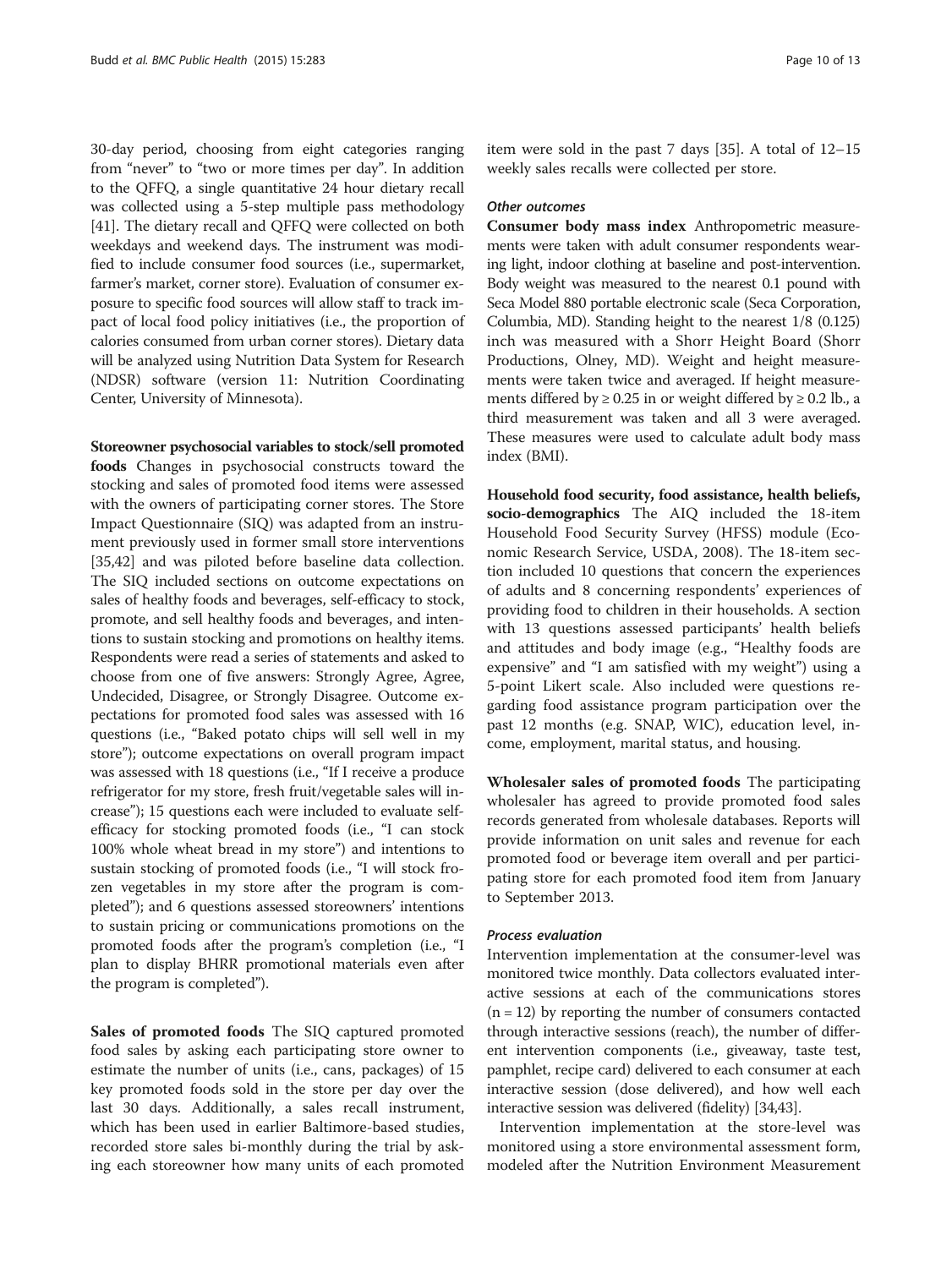30-day period, choosing from eight categories ranging from "never" to "two or more times per day". In addition to the QFFQ, a single quantitative 24 hour dietary recall was collected using a 5-step multiple pass methodology [41]. The dietary recall and QFFQ were collected on both weekdays and weekend days. The instrument was modified to include consumer food sources (i.e., supermarket, farmer's market, corner store). Evaluation of consumer exposure to specific food sources will allow staff to track impact of local food policy initiatives (i.e., the proportion of calories consumed from urban corner stores). Dietary data will be analyzed using Nutrition Data System for Research (NDSR) software (version 11: Nutrition Coordinating Center, University of Minnesota).

**Storeowner psychosocial variables to stock/sell promoted foods** Changes in psychosocial constructs toward the stocking and sales of promoted food items were assessed with the owners of participating corner stores. The Store Impact Questionnaire (SIQ) was adapted from an instrument previously used in former small store interventions [35,42] and was piloted before baseline data collection. The SIQ included sections on outcome expectations on sales of healthy foods and beverages, self-efficacy to stock, promote, and sell healthy foods and beverages, and intentions to sustain stocking and promotions on healthy items. Respondents were read a series of statements and asked to choose from one of five answers: Strongly Agree, Agree, Undecided, Disagree, or Strongly Disagree. Outcome expectations for promoted food sales was assessed with 16 questions (i.e., "Baked potato chips will sell well in my store"); outcome expectations on overall program impact was assessed with 18 questions (i.e., "If I receive a produce refrigerator for my store, fresh fruit/vegetable sales will increase"); 15 questions each were included to evaluate self-efficacy for stocking promoted foods (i.e., "I can stock 100% whole wheat bread in my store") and intentions to sustain stocking of promoted foods (i.e., "I will stock frozen vegetables in my store after the program is completed"); and 6 questions assessed storeowners' intentions to sustain pricing or communications promotions on the promoted foods after the program's completion (i.e., "I plan to display BHRR promotional materials even after the program is completed").

**Sales of promoted foods** The SIQ captured promoted food sales by asking each participating store owner to estimate the number of units (i.e., cans, packages) of 15 key promoted foods sold in the store per day over the last 30 days. Additionally, a sales recall instrument, which has been used in earlier Baltimore-based studies, recorded store sales bi-monthly during the trial by asking each storeowner how many units of each promoted item were sold in the past 7 days [35]. A total of 12–15 weekly sales recalls were collected per store.

#### *Other outcomes*

**Consumer body mass index** Anthropometric measurements were taken with adult consumer respondents wearing light, indoor clothing at baseline and post-intervention. Body weight was measured to the nearest 0.1 pound with Seca Model 880 portable electronic scale (Seca Corporation, Columbia, MD). Standing height to the nearest 1/8 (0.125) inch was measured with a Shorr Height Board (Shorr Productions, Olney, MD). Weight and height measurements were taken twice and averaged. If height measurements differed by ≥ 0.25 in or weight differed by ≥ 0.2 lb., a third measurement was taken and all 3 were averaged. These measures were used to calculate adult body mass index (BMI).

**Household food security, food assistance, health beliefs, socio-demographics** The AIQ included the 18-item Household Food Security Survey (HFSS) module (Economic Research Service, USDA, 2008). The 18-item section included 10 questions that concern the experiences of adults and 8 concerning respondents' experiences of providing food to children in their households. A section with 13 questions assessed participants' health beliefs and attitudes and body image (e.g., "Healthy foods are expensive" and "I am satisfied with my weight") using a 5-point Likert scale. Also included were questions regarding food assistance program participation over the past 12 months (e.g. SNAP, WIC), education level, income, employment, marital status, and housing.

**Wholesaler sales of promoted foods** The participating wholesaler has agreed to provide promoted food sales records generated from wholesale databases. Reports will provide information on unit sales and revenue for each promoted food or beverage item overall and per participating store for each promoted food item from January to September 2013.

#### *Process evaluation*

Intervention implementation at the consumer-level was monitored twice monthly. Data collectors evaluated interactive sessions at each of the communications stores (n = 12) by reporting the number of consumers contacted through interactive sessions (reach), the number of different intervention components (i.e., giveaway, taste test, pamphlet, recipe card) delivered to each consumer at each interactive session (dose delivered), and how well each interactive session was delivered (fidelity) [34,43].

Intervention implementation at the store-level was monitored using a store environmental assessment form, modeled after the Nutrition Environment Measurement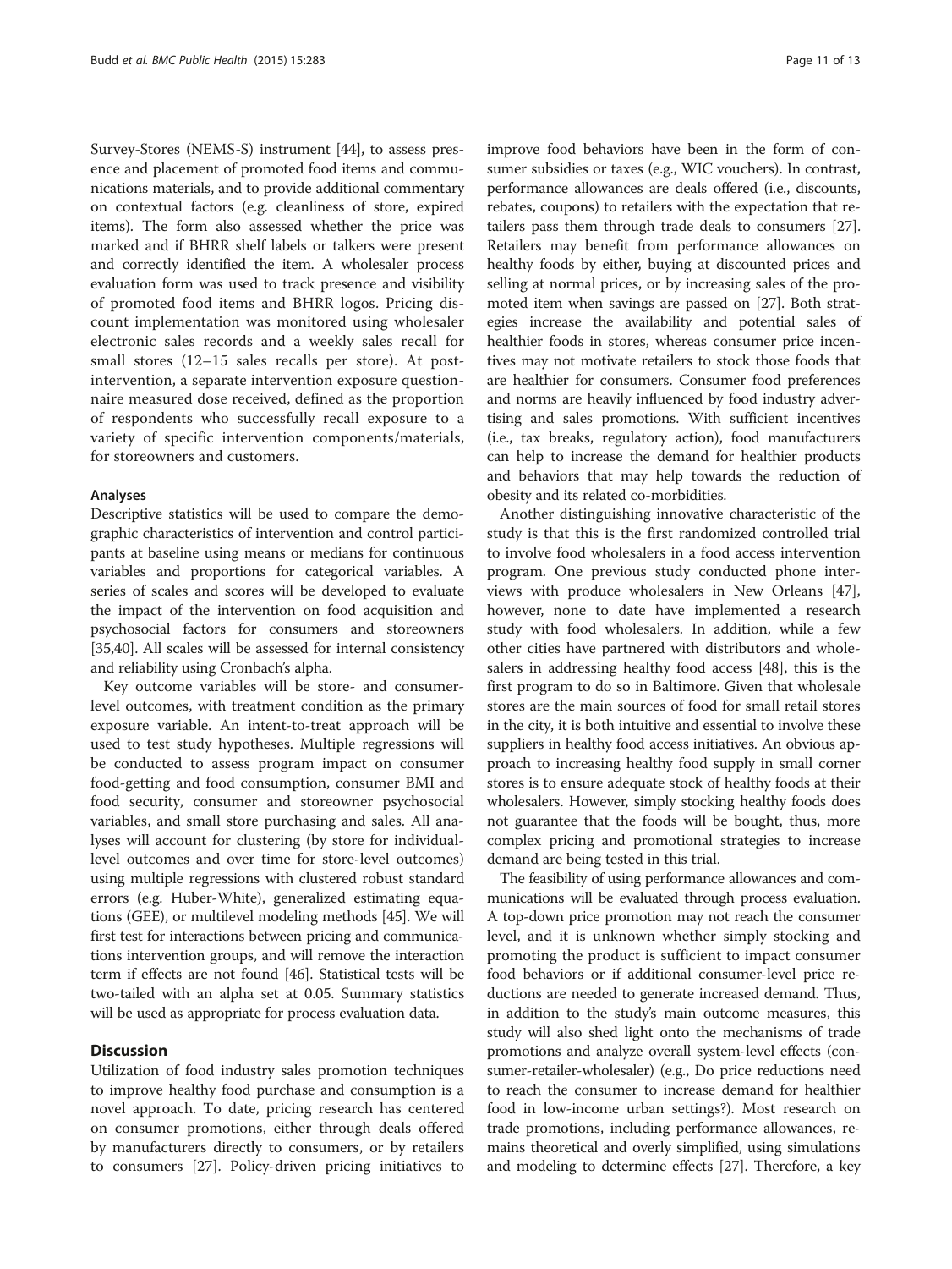Survey-Stores (NEMS-S) instrument [44], to assess presence and placement of promoted food items and communications materials, and to provide additional commentary on contextual factors (e.g. cleanliness of store, expired items). The form also assessed whether the price was marked and if BHRR shelf labels or talkers were present and correctly identified the item. A wholesaler process evaluation form was used to track presence and visibility of promoted food items and BHRR logos. Pricing discount implementation was monitored using wholesaler electronic sales records and a weekly sales recall for small stores (12–15 sales recalls per store). At post-intervention, a separate intervention exposure questionnaire measured dose received, defined as the proportion of respondents who successfully recall exposure to a variety of specific intervention components/materials, for storeowners and customers.

### Analyses

Descriptive statistics will be used to compare the demographic characteristics of intervention and control participants at baseline using means or medians for continuous variables and proportions for categorical variables. A series of scales and scores will be developed to evaluate the impact of the intervention on food acquisition and psychosocial factors for consumers and storeowners [35,40]. All scales will be assessed for internal consistency and reliability using Cronbach's alpha.

Key outcome variables will be store- and consumer-level outcomes, with treatment condition as the primary exposure variable. An intent-to-treat approach will be used to test study hypotheses. Multiple regressions will be conducted to assess program impact on consumer food-getting and food consumption, consumer BMI and food security, consumer and storeowner psychosocial variables, and small store purchasing and sales. All analyses will account for clustering (by store for individual-level outcomes and over time for store-level outcomes) using multiple regressions with clustered robust standard errors (e.g. Huber-White), generalized estimating equations (GEE), or multilevel modeling methods [45]. We will first test for interactions between pricing and communications intervention groups, and will remove the interaction term if effects are not found [46]. Statistical tests will be two-tailed with an alpha set at 0.05. Summary statistics will be used as appropriate for process evaluation data.

## Discussion

Utilization of food industry sales promotion techniques to improve healthy food purchase and consumption is a novel approach. To date, pricing research has centered on consumer promotions, either through deals offered by manufacturers directly to consumers, or by retailers to consumers [27]. Policy-driven pricing initiatives to improve food behaviors have been in the form of consumer subsidies or taxes (e.g., WIC vouchers). In contrast, performance allowances are deals offered (i.e., discounts, rebates, coupons) to retailers with the expectation that retailers pass them through trade deals to consumers [27]. Retailers may benefit from performance allowances on healthy foods by either, buying at discounted prices and selling at normal prices, or by increasing sales of the promoted item when savings are passed on [27]. Both strategies increase the availability and potential sales of healthier foods in stores, whereas consumer price incentives may not motivate retailers to stock those foods that are healthier for consumers. Consumer food preferences and norms are heavily influenced by food industry advertising and sales promotions. With sufficient incentives (i.e., tax breaks, regulatory action), food manufacturers can help to increase the demand for healthier products and behaviors that may help towards the reduction of obesity and its related co-morbidities.

Another distinguishing innovative characteristic of the study is that this is the first randomized controlled trial to involve food wholesalers in a food access intervention program. One previous study conducted phone interviews with produce wholesalers in New Orleans [47], however, none to date have implemented a research study with food wholesalers. In addition, while a few other cities have partnered with distributors and wholesalers in addressing healthy food access [48], this is the first program to do so in Baltimore. Given that wholesale stores are the main sources of food for small retail stores in the city, it is both intuitive and essential to involve these suppliers in healthy food access initiatives. An obvious approach to increasing healthy food supply in small corner stores is to ensure adequate stock of healthy foods at their wholesalers. However, simply stocking healthy foods does not guarantee that the foods will be bought, thus, more complex pricing and promotional strategies to increase demand are being tested in this trial.

The feasibility of using performance allowances and communications will be evaluated through process evaluation. A top-down price promotion may not reach the consumer level, and it is unknown whether simply stocking and promoting the product is sufficient to impact consumer food behaviors or if additional consumer-level price reductions are needed to generate increased demand. Thus, in addition to the study's main outcome measures, this study will also shed light onto the mechanisms of trade promotions and analyze overall system-level effects (consumer-retailer-wholesaler) (e.g., Do price reductions need to reach the consumer to increase demand for healthier food in low-income urban settings?). Most research on trade promotions, including performance allowances, remains theoretical and overly simplified, using simulations and modeling to determine effects [27]. Therefore, a key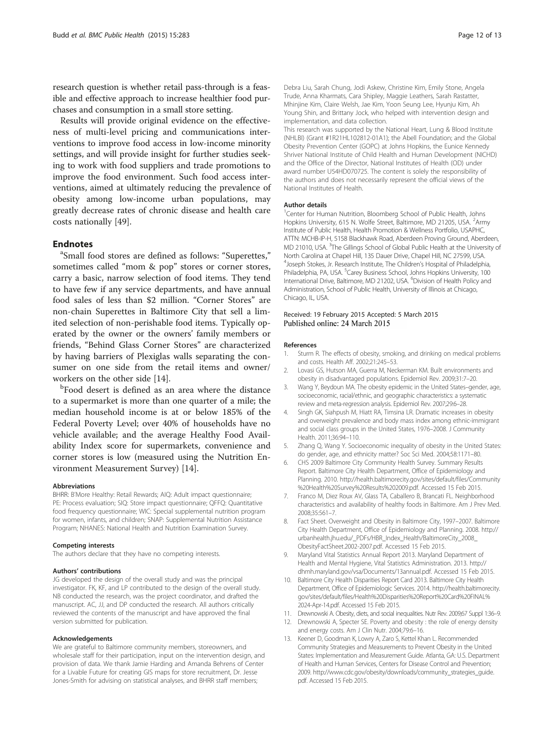research question is whether retail pass-through is a feasible and effective approach to increase healthier food purchases and consumption in a small store setting.

Results will provide original evidence on the effectiveness of multi-level pricing and communications interventions to improve food access in low-income minority settings, and will provide insight for further studies seeking to work with food suppliers and trade promotions to improve the food environment. Such food access interventions, aimed at ultimately reducing the prevalence of obesity among low-income urban populations, may greatly decrease rates of chronic disease and health care costs nationally [49].

## Endnotes

[a]Small food stores are defined as follows: "Superettes," sometimes called "mom & pop" stores or corner stores, carry a basic, narrow selection of food items. They tend to have few if any service departments, and have annual food sales of less than \$2 million. "Corner Stores" are non-chain Superettes in Baltimore City that sell a limited selection of non-perishable food items. Typically operated by the owner or the owners' family members or friends, "Behind Glass Corner Stores" are characterized by having barriers of Plexiglas walls separating the consumer on one side from the retail items and owner/workers on the other side [14].

[b]Food desert is defined as an area where the distance to a supermarket is more than one quarter of a mile; the median household income is at or below 185% of the Federal Poverty Level; over 40% of households have no vehicle available; and the average Healthy Food Availability Index score for supermarkets, convenience and corner stores is low (measured using the Nutrition Environment Measurement Survey) [14].

#### Abbreviations

BHRR: B'More Healthy: Retail Rewards; AIQ: Adult impact questionnaire; PE: Process evaluation; SIQ: Store impact questionnaire; QFFQ: Quantitative food frequency questionnaire; WIC: Special supplemental nutrition program for women, infants, and children; SNAP: Supplemental Nutrition Assistance Program; NHANES: National Health and Nutrition Examination Survey.

#### Competing interests

The authors declare that they have no competing interests.

#### Authors' contributions

JG developed the design of the overall study and was the principal investigator. FK, KF, and LP contributed to the design of the overall study. NB conducted the research, was the project coordinator, and drafted the manuscript. AC, JJ, and DP conducted the research. All authors critically reviewed the contents of the manuscript and have approved the final version submitted for publication.

#### Acknowledgements

We are grateful to Baltimore community members, storeowners, and wholesale staff for their participation, input on the intervention design, and provision of data. We thank Jamie Harding and Amanda Behrens of Center for a Livable Future for creating GIS maps for store recruitment, Dr. Jesse Jones-Smith for advising on statistical analyses, and BHRR staff members; Debra Liu, Sarah Chung, Jodi Askew, Christine Kim, Emily Stone, Angela Trude, Anna Kharmats, Cara Shipley, Maggie Leathers, Sarah Rastatter, Mhinjine Kim, Claire Welsh, Jae Kim, Yoon Seung Lee, Hyunju Kim, Ah Young Shin, and Brittany Jock, who helped with intervention design and implementation, and data collection.

This research was supported by the National Heart, Lung & Blood Institute (NHLBI) (Grant #1R21HL102812-01A1); the Abell Foundation; and the Global Obesity Prevention Center (GOPC) at Johns Hopkins, the Eunice Kennedy Shriver National Institute of Child Health and Human Development (NICHD) and the Office of the Director, National Institutes of Health (OD) under award number U54HD070725. The content is solely the responsibility of the authors and does not necessarily represent the official views of the National Institutes of Health.

#### Author details

[1]Center for Human Nutrition, Bloomberg School of Public Health, Johns Hopkins University, 615 N. Wolfe Street, Baltimore, MD 21205, USA. [2]Army Institute of Public Health, Health Promotion & Wellness Portfolio, USAPHC, ATTN: MCHB-IP-H, 5158 Blackhawk Road, Aberdeen Proving Ground, Aberdeen, MD 21010, USA. [3]The Gillings School of Global Public Health at the University of North Carolina at Chapel Hill, 135 Dauer Drive, Chapel Hill, NC 27599, USA. [4]Joseph Stokes, Jr. Research Institute, The Children's Hospital of Philadelphia, Philadelphia, PA, USA. [5]Carey Business School, Johns Hopkins University, 100 International Drive, Baltimore, MD 21202, USA. [6]Division of Health Policy and Administration, School of Public Health, University of Illinois at Chicago, Chicago, IL, USA.

Received: 19 February 2015 Accepted: 5 March 2015
Published online: 24 March 2015

#### References

1. Sturm R. The effects of obesity, smoking, and drinking on medical problems and costs. Health Aff. 2002;21:245–53.
2. Lovasi GS, Hutson MA, Guerra M, Neckerman KM. Built environments and obesity in disadvantaged populations. Epidemiol Rev. 2009;31:7–20.
3. Wang Y, Beydoun MA. The obesity epidemic in the United States–gender, age, socioeconomic, racial/ethnic, and geographic characteristics: a systematic review and meta-regression analysis. Epidemiol Rev. 2007;29:6–28.
4. Singh GK, Siahpush M, Hiatt RA, Timsina LR. Dramatic increases in obesity and overweight prevalence and body mass index among ethnic-immigrant and social class groups in the United States, 1976–2008. J Community Health. 2011;36:94–110.
5. Zhang Q, Wang Y. Socioeconomic inequality of obesity in the United States: do gender, age, and ethnicity matter? Soc Sci Med. 2004;58:1171–80.
6. CHS 2009 Baltimore City Community Health Survey. Summary Results Report. Baltimore City Health Department, Office of Epidemiology and Planning. 2010. http://health.baltimorecity.gov/sites/default/files/Community%20Health%20Survey%20Results%202009.pdf. Accessed 15 Feb 2015.
7. Franco M, Diez Roux AV, Glass TA, Caballero B, Brancati FL. Neighborhood characteristics and availability of healthy foods in Baltimore. Am J Prev Med. 2008;35:561–7.
8. Fact Sheet. Overweight and Obesity in Baltimore City, 1997–2007. Baltimore City Health Department, Office of Epidemiology and Planning. 2008. http://urbanhealth.jhu.edu/_PDFs/HBR_Index_Health/BaltimoreCity_2008_ObesityFactSheet.2002-2007.pdf. Accessed 15 Feb 2015.
9. Maryland Vital Statistics Annual Report 2013. Maryland Department of Health and Mental Hygiene, Vital Statistics Administration. 2013. http://dhmh.maryland.gov/vsa/Documents/13annual.pdf. Accessed 15 Feb 2015.
10. Baltimore City Health Disparities Report Card 2013. Baltimore City Health Department, Office of Epidemiologic Services. 2014. http://health.baltimorecity.gov/sites/default/files/Health%20Disparities%20Report%20Card%20FINAL%2024-Apr-14.pdf. Accessed 15 Feb 2015.
11. Drewnowski A. Obesity, diets, and social inequalities. Nutr Rev. 2009;67 Suppl 1:36–9.
12. Drewnowski A, Specter SE. Poverty and obesity : the role of energy density and energy costs. Am J Clin Nutr. 2004;79:6–16.
13. Keener D, Goodman K, Lowry A, Zaro S, Kettel Khan L. Recommended Community Strategies and Measurements to Prevent Obesity in the United States: Implementation and Measurement Guide. Atlanta, GA: U.S. Department of Health and Human Services, Centers for Disease Control and Prevention; 2009. http://www.cdc.gov/obesity/downloads/community_strategies_guide.pdf. Accessed 15 Feb 2015.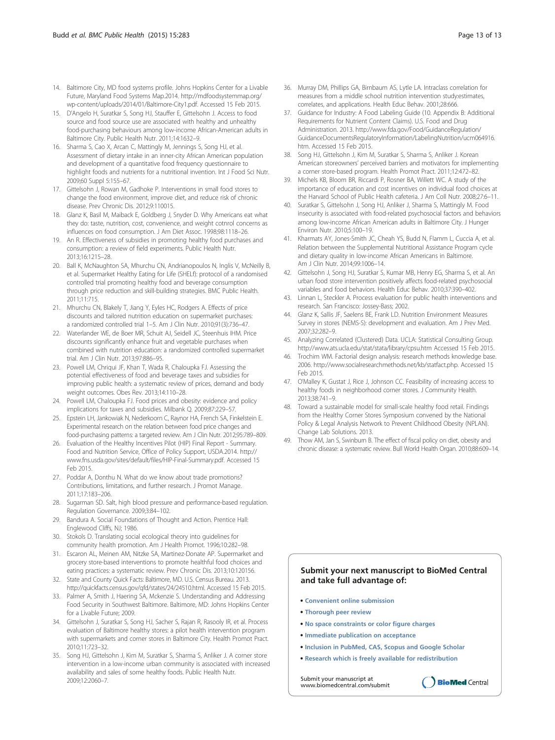14. Baltimore City, MD food systems profile. Johns Hopkins Center for a Livable Future, Maryland Food Systems Map.2014. http://mdfoodsystemmap.org/wp-content/uploads/2014/01/Baltimore-City1.pdf. Accessed 15 Feb 2015.
15. D'Angelo H, Suratkar S, Song HJ, Stauffer E, Gittelsohn J. Access to food source and food source use are associated with healthy and unhealthy food-purchasing behaviours among low-income African-American adults in Baltimore City. Public Health Nutr. 2011;14:1632–9.
16. Sharma S, Cao X, Arcan C, Mattingly M, Jennings S, Song HJ, et al. Assessment of dietary intake in an inner-city African American population and development of a quantitative food frequency questionnaire to highlight foods and nutrients for a nutritional invention. Int J Food Sci Nutr. 2009;60 Suppl 5:155–67.
17. Gittelsohn J, Rowan M, Gadhoke P. Interventions in small food stores to change the food environment, improve diet, and reduce risk of chronic disease. Prev Chronic Dis. 2012;9:110015.
18. Glanz K, Basil M, Maiback E, Goldberg J, Snyder D. Why Americans eat what they do: taste, nutrition, cost, convenience, and weight cotnrol concerns as influences on food consumption. J Am Diet Assoc. 1998;98:1118–26.
19. An R. Effectiveness of subsidies in promoting healthy food purchases and consumption: a review of field experiments. Public Health Nutr. 2013;16:1215–28.
20. Ball K, McNaughton SA, Mhurchu CN, Andrianopoulos N, Inglis V, McNeilly B, et al. Supermarket Healthy Eating for Life (SHELf): protocol of a randomised controlled trial promoting healthy food and beverage consumption through price reduction and skill-building strategies. BMC Public Health. 2011;11:715.
21. Mhurchu CN, Blakely T, Jiang Y, Eyles HC, Rodgers A. Effects of price discounts and tailored nutrition education on supermarket purchases: a randomized controlled trial 1–5. Am J Clin Nutr. 2010;91(3):736–47.
22. Waterlander WE, de Boer MR, Schuit AJ, Seidell JC, Steenhuis IHM. Price discounts significantly enhance fruit and vegetable purchases when combined with nutrition education: a randomized controlled supermarket trial. Am J Clin Nutr. 2013;97:886–95.
23. Powell LM, Chriqui JF, Khan T, Wada R, Chaloupka FJ. Assessing the potential effectiveness of food and beverage taxes and subsidies for improving public health: a systematic review of prices, demand and body weight outcomes. Obes Rev. 2013;14:110–28.
24. Powell LM, Chaloupka FJ. Food prices and obesity: evidence and policy implications for taxes and subsidies. Milbank Q. 2009;87:229–57.
25. Epstein LH, Jankowiak N, Nederkoorn C, Raynor HA, French SA, Finkelstein E. Experimental research on the relation between food price changes and food-purchasing patterns: a targeted review. Am J Clin Nutr. 2012;95:789–809.
26. Evaluation of the Healthy Incentives Pilot (HIP) Final Report - Summary. Food and Nutrition Service, Office of Policy Support, USDA.2014. http://www.fns.usda.gov/sites/default/files/HIP-Final-Summary.pdf. Accessed 15 Feb 2015.
27. Poddar A, Donthu N. What do we know about trade promotions? Contributions, limitations, and further research. J Promot Manage. 2011;17:183–206.
28. Sugarman SD. Salt, high blood pressure and performance-based regulation. Regulation Governance. 2009;3:84–102.
29. Bandura A. Social Foundations of Thought and Action. Prentice Hall: Englewood Cliffs, NJ; 1986.
30. Stokols D. Translating social ecological theory into guidelines for community health promotion. Am J Health Promot. 1996;10:282–98.
31. Escaron AL, Meinen AM, Nitzke SA, Martinez-Donate AP. Supermarket and grocery store-based interventions to promote healthful food choices and eating practices: a systematic review. Prev Chronic Dis. 2013;10:120156.
32. State and County Quick Facts: Baltimore, MD. U.S. Census Bureau. 2013. http://quickfacts.census.gov/qfd/states/24/24510.html. Accessed 15 Feb 2015.
33. Palmer A, Smith J, Haering SA, Mckenzie S. Understanding and Addressing Food Security in Southwest Baltimore. Baltimore, MD: Johns Hopkins Center for a Livable Future; 2009.
34. Gittelsohn J, Suratkar S, Song HJ, Sacher S, Rajan R, Rasooly IR, et al. Process evaluation of Baltimore healthy stores: a pilot health intervention program with supermarkets and corner stores in Baltimore City. Health Promot Pract. 2010;11:723–32.
35. Song HJ, Gittelsohn J, Kim M, Suratkar S, Sharma S, Anliker J. A corner store intervention in a low-income urban community is associated with increased availability and sales of some healthy foods. Public Health Nutr. 2009;12:2060–7.
36. Murray DM, Phillips GA, Birnbaum AS, Lytle LA. Intraclass correlation for measures from a middle school nutrition intervention study:estimates, correlates, and applications. Health Educ Behav. 2001;28:666.
37. Guidance for Industry: A Food Labeling Guide (10. Appendix B: Additional Requirements for Nutrient Content Claims). U.S. Food and Drug Administration. 2013. http://www.fda.gov/Food/GuidanceRegulation/GuidanceDocumentsRegulatoryInformation/LabelingNutrition/ucm064916.htm. Accessed 15 Feb 2015.
38. Song HJ, Gittelsohn J, Kim M, Suratkar S, Sharma S, Anliker J. Korean American storeowners' perceived barriers and motivators for implementing a corner store-based program. Health Promot Pract. 2011;12:472–82.
39. Michels KB, Bloom BR, Riccardi P, Rosner BA, Willett WC. A study of the importance of education and cost incentives on individual food choices at the Harvard School of Public Health cafeteria. J Am Coll Nutr. 2008;27:6–11.
40. Suratkar S, Gittelsohn J, Song HJ, Anliker J, Sharma S, Mattingly M. Food insecurity is associated with food-related psychosocial factors and behaviors among low-income African American adults in Baltimore City. J Hunger Environ Nutr. 2010;5:100–19.
41. Kharmats AY, Jones-Smith JC, Cheah YS, Budd N, Flamm L, Cuccia A, et al. Relation between the Supplemental Nutritional Assistance Program cycle and dietary quality in low-income African Americans in Baltimore. Am J Clin Nutr. 2014;99:1006–14.
42. Gittelsohn J, Song HJ, Suratkar S, Kumar MB, Henry EG, Sharma S, et al. An urban food store intervention positively affects food-related psychosocial variables and food behaviors. Health Educ Behav. 2010;37:390–402.
43. Linnan L, Steckler A. Process evaluation for public health interventions and research. San Francisco: Jossey-Bass; 2002.
44. Glanz K, Sallis JF, Saelens BE, Frank LD. Nutrition Environment Measures Survey in stores (NEMS-S): development and evaluation. Am J Prev Med. 2007;32:282–9.
45. Analyzing Correlated (Clustered) Data. UCLA: Statistical Consulting Group. http://www.ats.ucla.edu/stat/stata/library/cpsu.htm Accessed 15 Feb 2015.
46. Trochim WM. Factorial design analysis: research methods knowledge base. 2006. http://www.socialresearchmethods.net/kb/statfact.php. Accessed 15 Feb 2015.
47. O'Malley K, Gustat J, Rice J, Johnson CC. Feasibility of increasing access to healthy foods in neighborhood corner stores. J Community Health. 2013;38:741–9.
48. Toward a sustainable model for small-scale healthy food retail. Findings from the Healthy Corner Stores Symposium convened by the National Policy & Legal Analysis Network to Prevent Childhood Obesity (NPLAN). Change Lab Solutions. 2013.
49. Thow AM, Jan S, Swinburn B. The effect of fiscal policy on diet, obesity and chronic disease: a systematic review. Bull World Health Organ. 2010;88:609–14.

**Submit your next manuscript to BioMed Central and take full advantage of:**

- **Convenient online submission**
- **Thorough peer review**
- **No space constraints or color figure charges**
- **Immediate publication on acceptance**
- **Inclusion in PubMed, CAS, Scopus and Google Scholar**
- **Research which is freely available for redistribution**

Submit your manuscript at www.biomedcentral.com/submit

BioMed Central